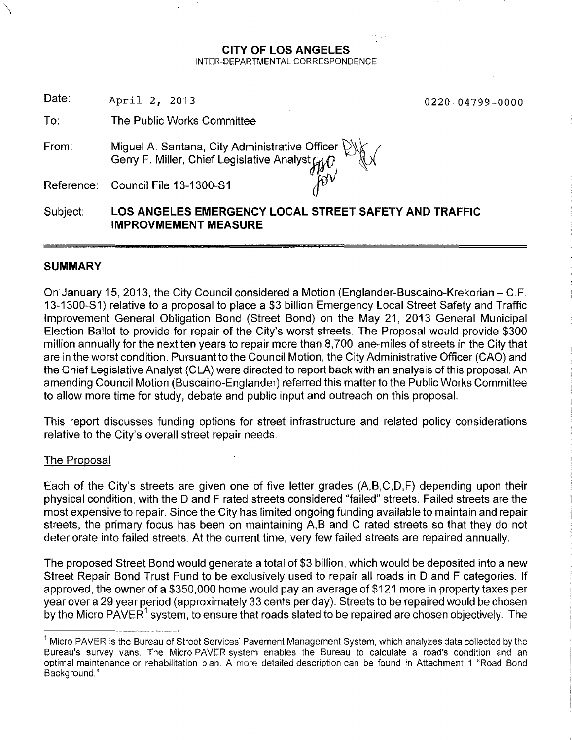# CITY OF LOS ANGELES

INTER-DEPARTMENTAL CORRESPONDENCE

Date: April 2, 2013 0220-04799-0000

To: The Public Works Committee

From: Miguel A. Santana, City Administrative Officer
Gerry F. Miller, Chief Legislative Analyst

Reference: Council File 13-1300-S1

Subject: **LOS ANGELES EMERGENCY LOCAL STREET SAFETY AND TRAFFIC IMPROVMEMENT MEASURE**

## SUMMARY

On January 15, 2013, the City Council considered a Motion (Englander-Buscaino-Krekorian – C.F. 13-1300-S1) relative to a proposal to place a $3 billion Emergency Local Street Safety and Traffic Improvement General Obligation Bond (Street Bond) on the May 21, 2013 General Municipal Election Ballot to provide for repair of the City's worst streets. The Proposal would provide $300 million annually for the next ten years to repair more than 8,700 lane-miles of streets in the City that are in the worst condition. Pursuant to the Council Motion, the City Administrative Officer (CAO) and the Chief Legislative Analyst (CLA) were directed to report back with an analysis of this proposal. An amending Council Motion (Buscaino-Englander) referred this matter to the Public Works Committee to allow more time for study, debate and public input and outreach on this proposal.

This report discusses funding options for street infrastructure and related policy considerations relative to the City's overall street repair needs.

### The Proposal

Each of the City's streets are given one of five letter grades (A,B,C,D,F) depending upon their physical condition, with the D and F rated streets considered "failed" streets. Failed streets are the most expensive to repair. Since the City has limited ongoing funding available to maintain and repair streets, the primary focus has been on maintaining A,B and C rated streets so that they do not deteriorate into failed streets. At the current time, very few failed streets are repaired annually.

The proposed Street Bond would generate a total of $3 billion, which would be deposited into a new Street Repair Bond Trust Fund to be exclusively used to repair all roads in D and F categories. If approved, the owner of a $350,000 home would pay an average of $121 more in property taxes per year over a 29 year period (approximately 33 cents per day). Streets to be repaired would be chosen by the Micro PAVER[1] system, to ensure that roads slated to be repaired are chosen objectively. The

[1] Micro PAVER is the Bureau of Street Services' Pavement Management System, which analyzes data collected by the Bureau's survey vans. The Micro PAVER system enables the Bureau to calculate a road's condition and an optimal maintenance or rehabilitation plan. A more detailed description can be found in Attachment 1 "Road Bond Background."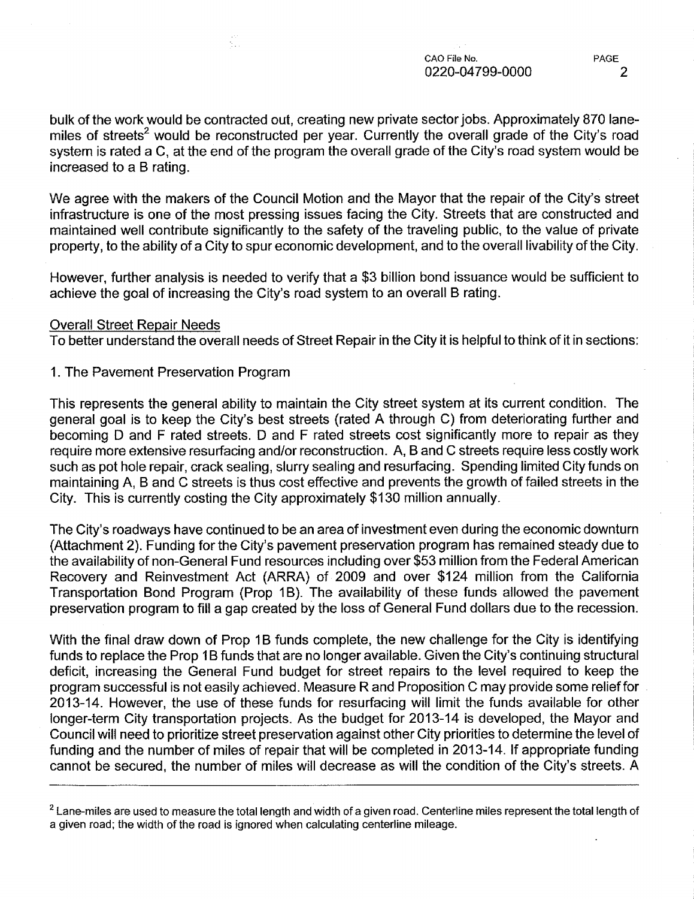bulk of the work would be contracted out, creating new private sector jobs. Approximately 870 lane-miles of streets[2] would be reconstructed per year. Currently the overall grade of the City's road system is rated a C, at the end of the program the overall grade of the City's road system would be increased to a B rating.

We agree with the makers of the Council Motion and the Mayor that the repair of the City's street infrastructure is one of the most pressing issues facing the City. Streets that are constructed and maintained well contribute significantly to the safety of the traveling public, to the value of private property, to the ability of a City to spur economic development, and to the overall livability of the City.

However, further analysis is needed to verify that a $3 billion bond issuance would be sufficient to achieve the goal of increasing the City's road system to an overall B rating.

Overall Street Repair Needs

To better understand the overall needs of Street Repair in the City it is helpful to think of it in sections:

1. The Pavement Preservation Program

This represents the general ability to maintain the City street system at its current condition. The general goal is to keep the City's best streets (rated A through C) from deteriorating further and becoming D and F rated streets. D and F rated streets cost significantly more to repair as they require more extensive resurfacing and/or reconstruction. A, B and C streets require less costly work such as pot hole repair, crack sealing, slurry sealing and resurfacing. Spending limited City funds on maintaining A, B and C streets is thus cost effective and prevents the growth of failed streets in the City. This is currently costing the City approximately $130 million annually.

The City's roadways have continued to be an area of investment even during the economic downturn (Attachment 2). Funding for the City's pavement preservation program has remained steady due to the availability of non-General Fund resources including over $53 million from the Federal American Recovery and Reinvestment Act (ARRA) of 2009 and over $124 million from the California Transportation Bond Program (Prop 1B). The availability of these funds allowed the pavement preservation program to fill a gap created by the loss of General Fund dollars due to the recession.

With the final draw down of Prop 1B funds complete, the new challenge for the City is identifying funds to replace the Prop 1B funds that are no longer available. Given the City's continuing structural deficit, increasing the General Fund budget for street repairs to the level required to keep the program successful is not easily achieved. Measure R and Proposition C may provide some relief for 2013-14. However, the use of these funds for resurfacing will limit the funds available for other longer-term City transportation projects. As the budget for 2013-14 is developed, the Mayor and Council will need to prioritize street preservation against other City priorities to determine the level of funding and the number of miles of repair that will be completed in 2013-14. If appropriate funding cannot be secured, the number of miles will decrease as will the condition of the City's streets. A

---

[2] Lane-miles are used to measure the total length and width of a given road. Centerline miles represent the total length of a given road; the width of the road is ignored when calculating centerline mileage.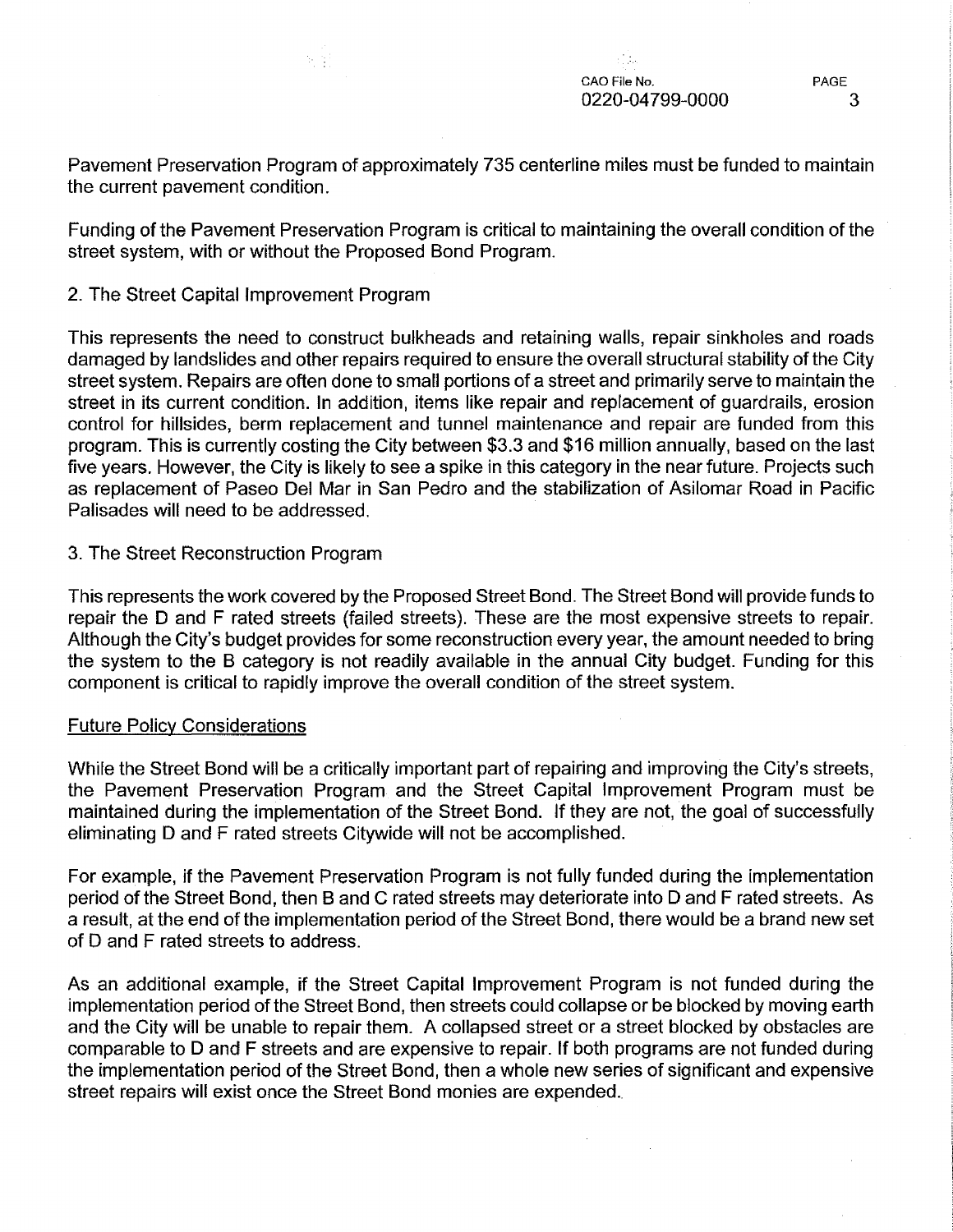Pavement Preservation Program of approximately 735 centerline miles must be funded to maintain the current pavement condition.

Funding of the Pavement Preservation Program is critical to maintaining the overall condition of the street system, with or without the Proposed Bond Program.

2. The Street Capital Improvement Program

This represents the need to construct bulkheads and retaining walls, repair sinkholes and roads damaged by landslides and other repairs required to ensure the overall structural stability of the City street system. Repairs are often done to small portions of a street and primarily serve to maintain the street in its current condition. In addition, items like repair and replacement of guardrails, erosion control for hillsides, berm replacement and tunnel maintenance and repair are funded from this program. This is currently costing the City between $3.3 and $16 million annually, based on the last five years. However, the City is likely to see a spike in this category in the near future. Projects such as replacement of Paseo Del Mar in San Pedro and the stabilization of Asilomar Road in Pacific Palisades will need to be addressed.

3. The Street Reconstruction Program

This represents the work covered by the Proposed Street Bond. The Street Bond will provide funds to repair the D and F rated streets (failed streets). These are the most expensive streets to repair. Although the City's budget provides for some reconstruction every year, the amount needed to bring the system to the B category is not readily available in the annual City budget. Funding for this component is critical to rapidly improve the overall condition of the street system.

<u>Future Policy Considerations</u>

While the Street Bond will be a critically important part of repairing and improving the City's streets, the Pavement Preservation Program and the Street Capital Improvement Program must be maintained during the implementation of the Street Bond. If they are not, the goal of successfully eliminating D and F rated streets Citywide will not be accomplished.

For example, if the Pavement Preservation Program is not fully funded during the implementation period of the Street Bond, then B and C rated streets may deteriorate into D and F rated streets. As a result, at the end of the implementation period of the Street Bond, there would be a brand new set of D and F rated streets to address.

As an additional example, if the Street Capital Improvement Program is not funded during the implementation period of the Street Bond, then streets could collapse or be blocked by moving earth and the City will be unable to repair them. A collapsed street or a street blocked by obstacles are comparable to D and F streets and are expensive to repair. If both programs are not funded during the implementation period of the Street Bond, then a whole new series of significant and expensive street repairs will exist once the Street Bond monies are expended.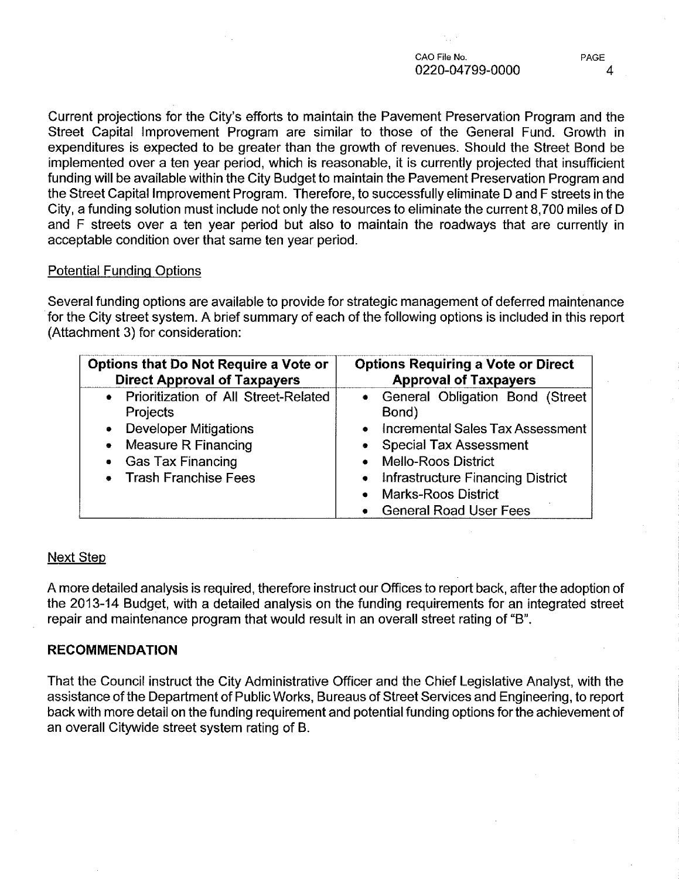Current projections for the City's efforts to maintain the Pavement Preservation Program and the Street Capital Improvement Program are similar to those of the General Fund. Growth in expenditures is expected to be greater than the growth of revenues. Should the Street Bond be implemented over a ten year period, which is reasonable, it is currently projected that insufficient funding will be available within the City Budget to maintain the Pavement Preservation Program and the Street Capital Improvement Program. Therefore, to successfully eliminate D and F streets in the City, a funding solution must include not only the resources to eliminate the current 8,700 miles of D and F streets over a ten year period but also to maintain the roadways that are currently in acceptable condition over that same ten year period.

Potential Funding Options

Several funding options are available to provide for strategic management of deferred maintenance for the City street system. A brief summary of each of the following options is included in this report (Attachment 3) for consideration:

| Options that Do Not Require a Vote or Direct Approval of Taxpayers | Options Requiring a Vote or Direct Approval of Taxpayers |
|---|---|
| • Prioritization of All Street-Related Projects | • General Obligation Bond (Street Bond) |
| • Developer Mitigations | • Incremental Sales Tax Assessment |
| • Measure R Financing | • Special Tax Assessment |
| • Gas Tax Financing | • Mello-Roos District |
| • Trash Franchise Fees | • Infrastructure Financing District |
| | • Marks-Roos District |
| | • General Road User Fees |

Next Step

A more detailed analysis is required, therefore instruct our Offices to report back, after the adoption of the 2013-14 Budget, with a detailed analysis on the funding requirements for an integrated street repair and maintenance program that would result in an overall street rating of "B".

## RECOMMENDATION

That the Council instruct the City Administrative Officer and the Chief Legislative Analyst, with the assistance of the Department of Public Works, Bureaus of Street Services and Engineering, to report back with more detail on the funding requirement and potential funding options for the achievement of an overall Citywide street system rating of B.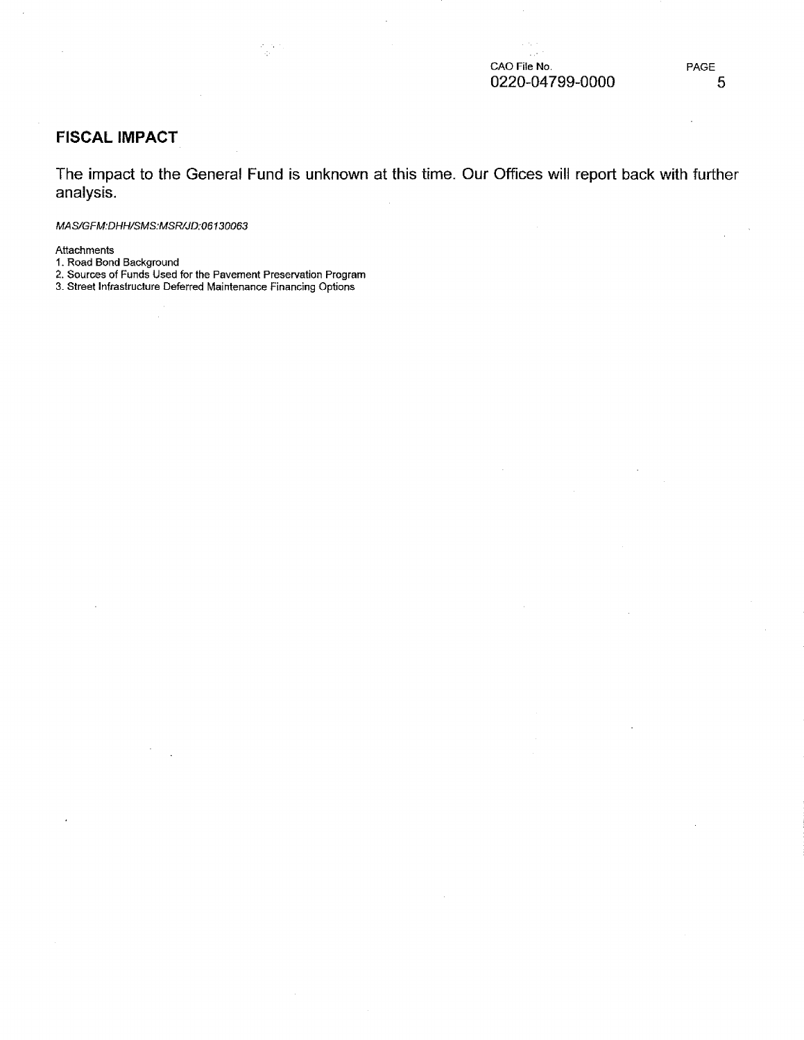## FISCAL IMPACT

The impact to the General Fund is unknown at this time. Our Offices will report back with further analysis.

*MAS/GFM:DHH/SMS:MSR/JD:06130063*

Attachments

1. Road Bond Background
2. Sources of Funds Used for the Pavement Preservation Program
3. Street Infrastructure Deferred Maintenance Financing Options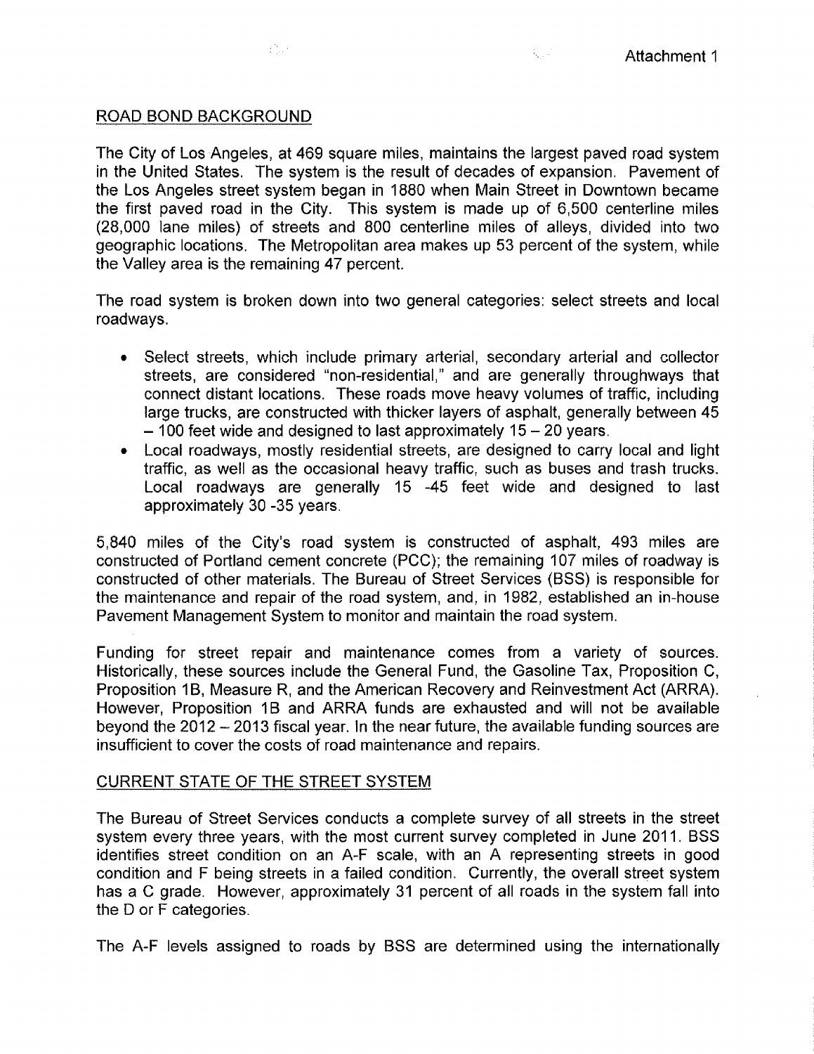Attachment 1

## ROAD BOND BACKGROUND

The City of Los Angeles, at 469 square miles, maintains the largest paved road system in the United States. The system is the result of decades of expansion. Pavement of the Los Angeles street system began in 1880 when Main Street in Downtown became the first paved road in the City. This system is made up of 6,500 centerline miles (28,000 lane miles) of streets and 800 centerline miles of alleys, divided into two geographic locations. The Metropolitan area makes up 53 percent of the system, while the Valley area is the remaining 47 percent.

The road system is broken down into two general categories: select streets and local roadways.

- Select streets, which include primary arterial, secondary arterial and collector streets, are considered "non-residential," and are generally throughways that connect distant locations. These roads move heavy volumes of traffic, including large trucks, are constructed with thicker layers of asphalt, generally between 45 – 100 feet wide and designed to last approximately 15 – 20 years.
- Local roadways, mostly residential streets, are designed to carry local and light traffic, as well as the occasional heavy traffic, such as buses and trash trucks. Local roadways are generally 15 -45 feet wide and designed to last approximately 30 -35 years.

5,840 miles of the City's road system is constructed of asphalt, 493 miles are constructed of Portland cement concrete (PCC); the remaining 107 miles of roadway is constructed of other materials. The Bureau of Street Services (BSS) is responsible for the maintenance and repair of the road system, and, in 1982, established an in-house Pavement Management System to monitor and maintain the road system.

Funding for street repair and maintenance comes from a variety of sources. Historically, these sources include the General Fund, the Gasoline Tax, Proposition C, Proposition 1B, Measure R, and the American Recovery and Reinvestment Act (ARRA). However, Proposition 1B and ARRA funds are exhausted and will not be available beyond the 2012 – 2013 fiscal year. In the near future, the available funding sources are insufficient to cover the costs of road maintenance and repairs.

## CURRENT STATE OF THE STREET SYSTEM

The Bureau of Street Services conducts a complete survey of all streets in the street system every three years, with the most current survey completed in June 2011. BSS identifies street condition on an A-F scale, with an A representing streets in good condition and F being streets in a failed condition. Currently, the overall street system has a C grade. However, approximately 31 percent of all roads in the system fall into the D or F categories.

The A-F levels assigned to roads by BSS are determined using the internationally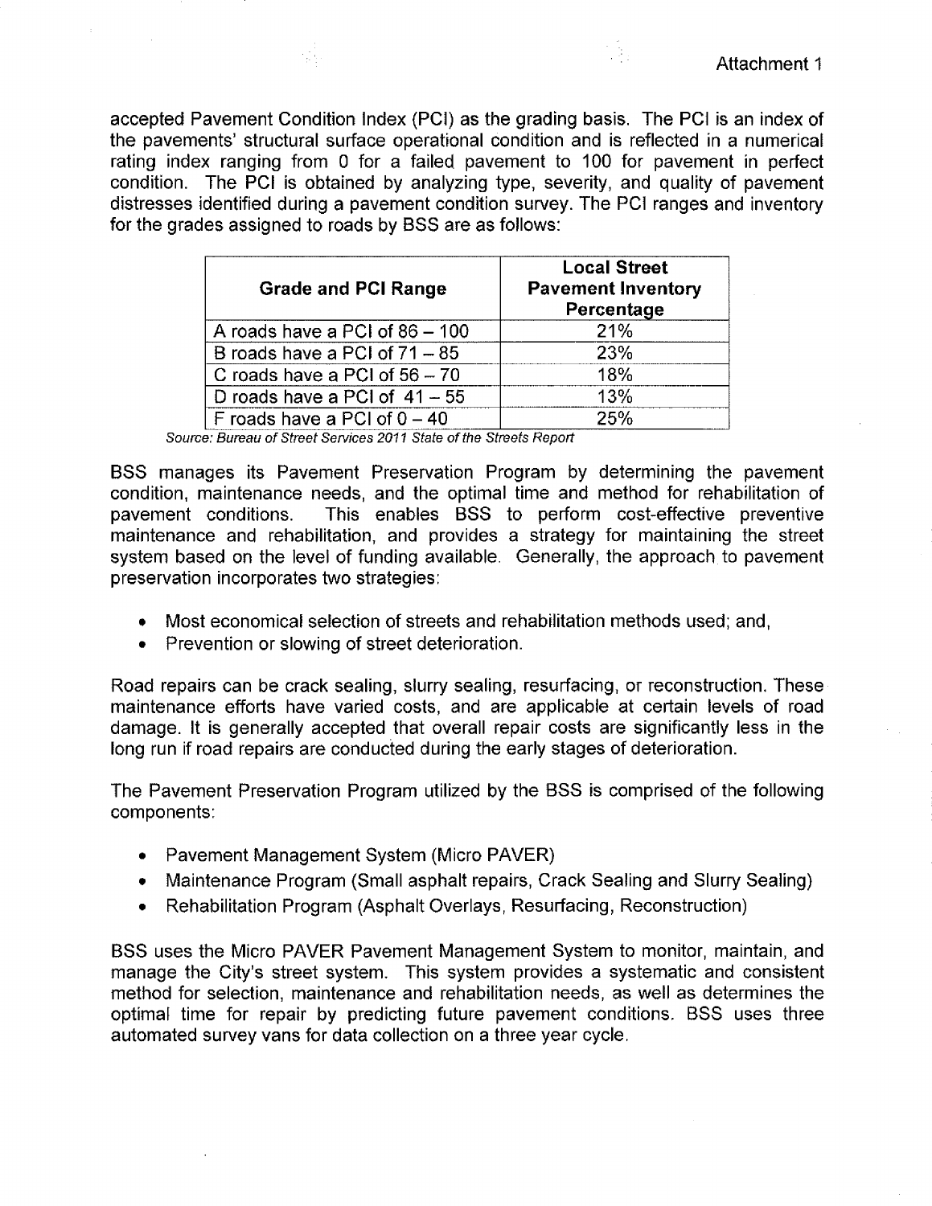accepted Pavement Condition Index (PCI) as the grading basis. The PCI is an index of the pavements' structural surface operational condition and is reflected in a numerical rating index ranging from 0 for a failed pavement to 100 for pavement in perfect condition. The PCI is obtained by analyzing type, severity, and quality of pavement distresses identified during a pavement condition survey. The PCI ranges and inventory for the grades assigned to roads by BSS are as follows:

| Grade and PCI Range | Local Street Pavement Inventory Percentage |
|---|---|
| A roads have a PCI of 86 – 100 | 21% |
| B roads have a PCI of 71 – 85 | 23% |
| C roads have a PCI of 56 – 70 | 18% |
| D roads have a PCI of 41 – 55 | 13% |
| F roads have a PCI of 0 – 40 | 25% |

*Source: Bureau of Street Services 2011 State of the Streets Report*

BSS manages its Pavement Preservation Program by determining the pavement condition, maintenance needs, and the optimal time and method for rehabilitation of pavement conditions. This enables BSS to perform cost-effective preventive maintenance and rehabilitation, and provides a strategy for maintaining the street system based on the level of funding available. Generally, the approach to pavement preservation incorporates two strategies:

- Most economical selection of streets and rehabilitation methods used; and,
- Prevention or slowing of street deterioration.

Road repairs can be crack sealing, slurry sealing, resurfacing, or reconstruction. These maintenance efforts have varied costs, and are applicable at certain levels of road damage. It is generally accepted that overall repair costs are significantly less in the long run if road repairs are conducted during the early stages of deterioration.

The Pavement Preservation Program utilized by the BSS is comprised of the following components:

- Pavement Management System (Micro PAVER)
- Maintenance Program (Small asphalt repairs, Crack Sealing and Slurry Sealing)
- Rehabilitation Program (Asphalt Overlays, Resurfacing, Reconstruction)

BSS uses the Micro PAVER Pavement Management System to monitor, maintain, and manage the City's street system. This system provides a systematic and consistent method for selection, maintenance and rehabilitation needs, as well as determines the optimal time for repair by predicting future pavement conditions. BSS uses three automated survey vans for data collection on a three year cycle.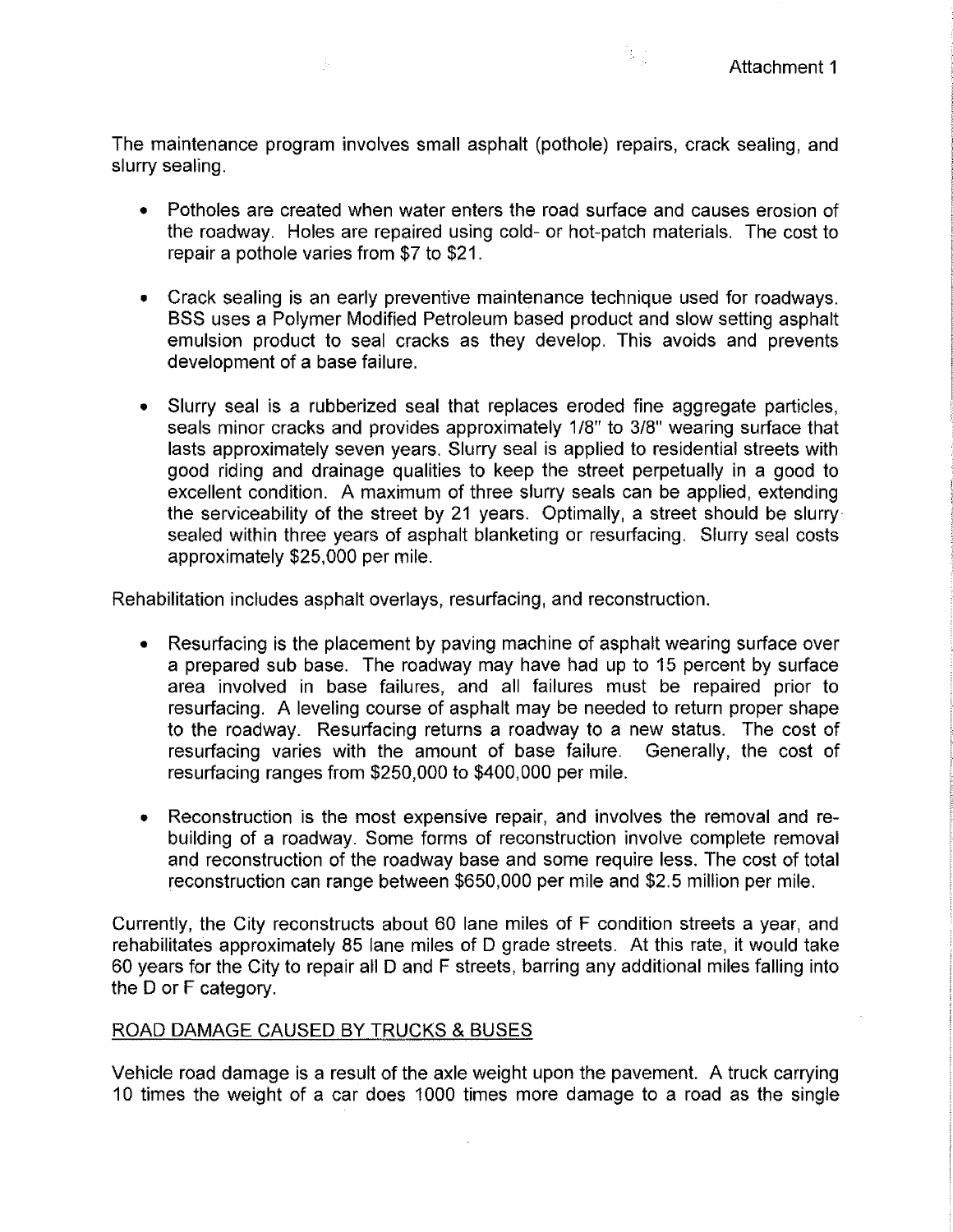Attachment 1

The maintenance program involves small asphalt (pothole) repairs, crack sealing, and slurry sealing.

- Potholes are created when water enters the road surface and causes erosion of the roadway. Holes are repaired using cold- or hot-patch materials. The cost to repair a pothole varies from $7 to $21.

- Crack sealing is an early preventive maintenance technique used for roadways. BSS uses a Polymer Modified Petroleum based product and slow setting asphalt emulsion product to seal cracks as they develop. This avoids and prevents development of a base failure.

- Slurry seal is a rubberized seal that replaces eroded fine aggregate particles, seals minor cracks and provides approximately 1/8" to 3/8" wearing surface that lasts approximately seven years. Slurry seal is applied to residential streets with good riding and drainage qualities to keep the street perpetually in a good to excellent condition. A maximum of three slurry seals can be applied, extending the serviceability of the street by 21 years. Optimally, a street should be slurry sealed within three years of asphalt blanketing or resurfacing. Slurry seal costs approximately $25,000 per mile.

Rehabilitation includes asphalt overlays, resurfacing, and reconstruction.

- Resurfacing is the placement by paving machine of asphalt wearing surface over a prepared sub base. The roadway may have had up to 15 percent by surface area involved in base failures, and all failures must be repaired prior to resurfacing. A leveling course of asphalt may be needed to return proper shape to the roadway. Resurfacing returns a roadway to a new status. The cost of resurfacing varies with the amount of base failure. Generally, the cost of resurfacing ranges from $250,000 to $400,000 per mile.

- Reconstruction is the most expensive repair, and involves the removal and re-building of a roadway. Some forms of reconstruction involve complete removal and reconstruction of the roadway base and some require less. The cost of total reconstruction can range between $650,000 per mile and $2.5 million per mile.

Currently, the City reconstructs about 60 lane miles of F condition streets a year, and rehabilitates approximately 85 lane miles of D grade streets. At this rate, it would take 60 years for the City to repair all D and F streets, barring any additional miles falling into the D or F category.

## ROAD DAMAGE CAUSED BY TRUCKS & BUSES

Vehicle road damage is a result of the axle weight upon the pavement. A truck carrying 10 times the weight of a car does 1000 times more damage to a road as the single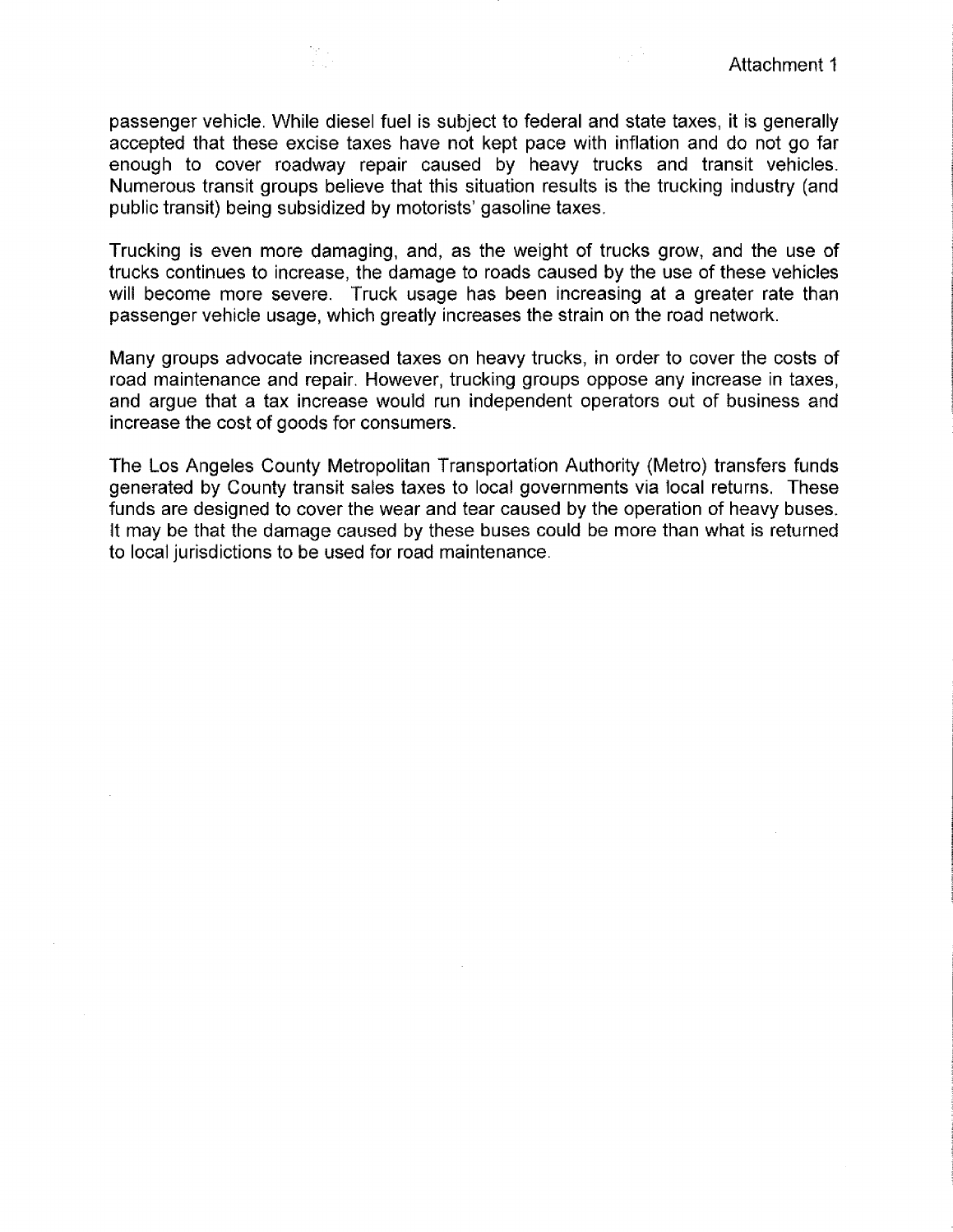passenger vehicle. While diesel fuel is subject to federal and state taxes, it is generally accepted that these excise taxes have not kept pace with inflation and do not go far enough to cover roadway repair caused by heavy trucks and transit vehicles. Numerous transit groups believe that this situation results is the trucking industry (and public transit) being subsidized by motorists' gasoline taxes.

Trucking is even more damaging, and, as the weight of trucks grow, and the use of trucks continues to increase, the damage to roads caused by the use of these vehicles will become more severe. Truck usage has been increasing at a greater rate than passenger vehicle usage, which greatly increases the strain on the road network.

Many groups advocate increased taxes on heavy trucks, in order to cover the costs of road maintenance and repair. However, trucking groups oppose any increase in taxes, and argue that a tax increase would run independent operators out of business and increase the cost of goods for consumers.

The Los Angeles County Metropolitan Transportation Authority (Metro) transfers funds generated by County transit sales taxes to local governments via local returns. These funds are designed to cover the wear and tear caused by the operation of heavy buses. It may be that the damage caused by these buses could be more than what is returned to local jurisdictions to be used for road maintenance.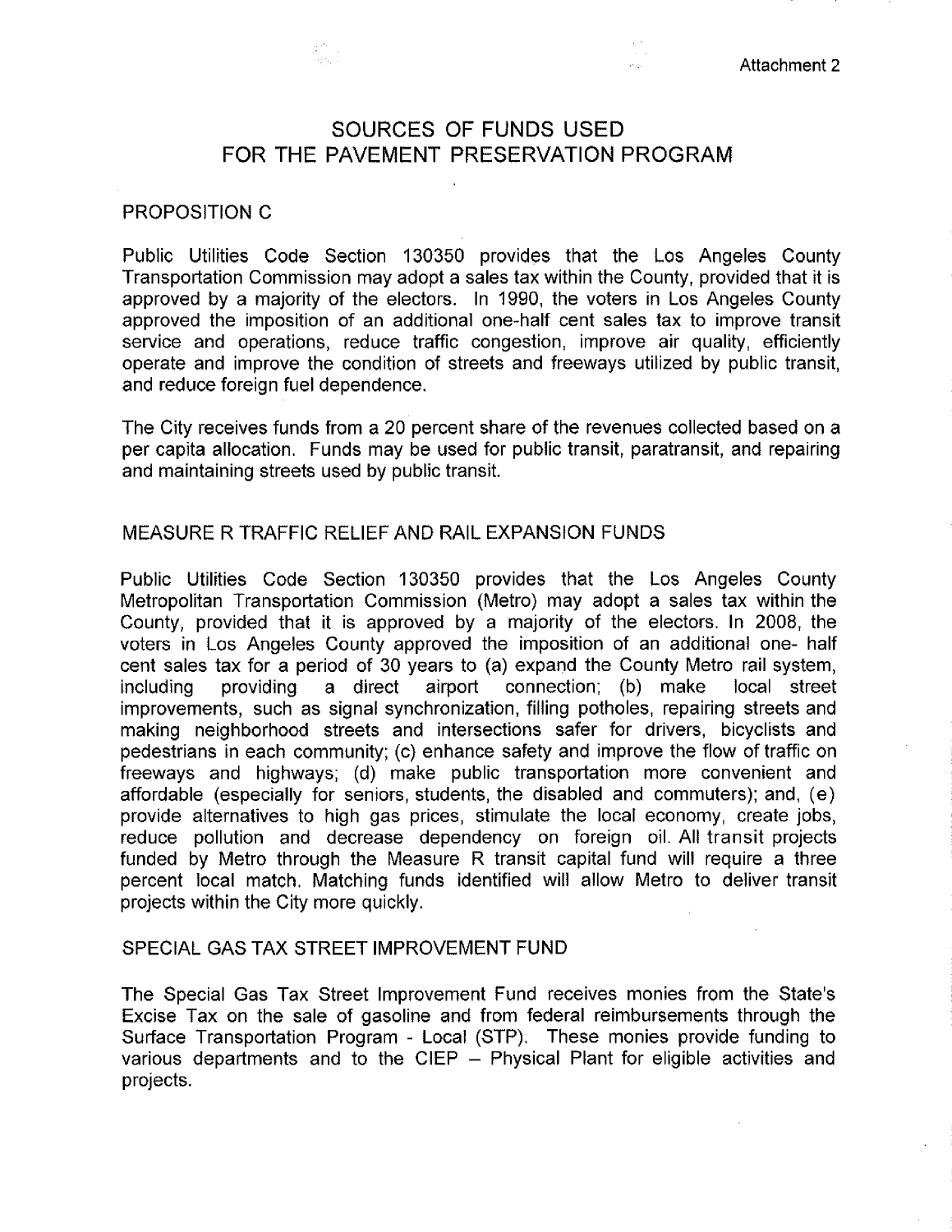Attachment 2

# SOURCES OF FUNDS USED FOR THE PAVEMENT PRESERVATION PROGRAM

## PROPOSITION C

Public Utilities Code Section 130350 provides that the Los Angeles County Transportation Commission may adopt a sales tax within the County, provided that it is approved by a majority of the electors. In 1990, the voters in Los Angeles County approved the imposition of an additional one-half cent sales tax to improve transit service and operations, reduce traffic congestion, improve air quality, efficiently operate and improve the condition of streets and freeways utilized by public transit, and reduce foreign fuel dependence.

The City receives funds from a 20 percent share of the revenues collected based on a per capita allocation. Funds may be used for public transit, paratransit, and repairing and maintaining streets used by public transit.

## MEASURE R TRAFFIC RELIEF AND RAIL EXPANSION FUNDS

Public Utilities Code Section 130350 provides that the Los Angeles County Metropolitan Transportation Commission (Metro) may adopt a sales tax within the County, provided that it is approved by a majority of the electors. In 2008, the voters in Los Angeles County approved the imposition of an additional one- half cent sales tax for a period of 30 years to (a) expand the County Metro rail system, including providing a direct airport connection; (b) make local street improvements, such as signal synchronization, filling potholes, repairing streets and making neighborhood streets and intersections safer for drivers, bicyclists and pedestrians in each community; (c) enhance safety and improve the flow of traffic on freeways and highways; (d) make public transportation more convenient and affordable (especially for seniors, students, the disabled and commuters); and, (e) provide alternatives to high gas prices, stimulate the local economy, create jobs, reduce pollution and decrease dependency on foreign oil. All transit projects funded by Metro through the Measure R transit capital fund will require a three percent local match. Matching funds identified will allow Metro to deliver transit projects within the City more quickly.

## SPECIAL GAS TAX STREET IMPROVEMENT FUND

The Special Gas Tax Street Improvement Fund receives monies from the State's Excise Tax on the sale of gasoline and from federal reimbursements through the Surface Transportation Program - Local (STP). These monies provide funding to various departments and to the CIEP – Physical Plant for eligible activities and projects.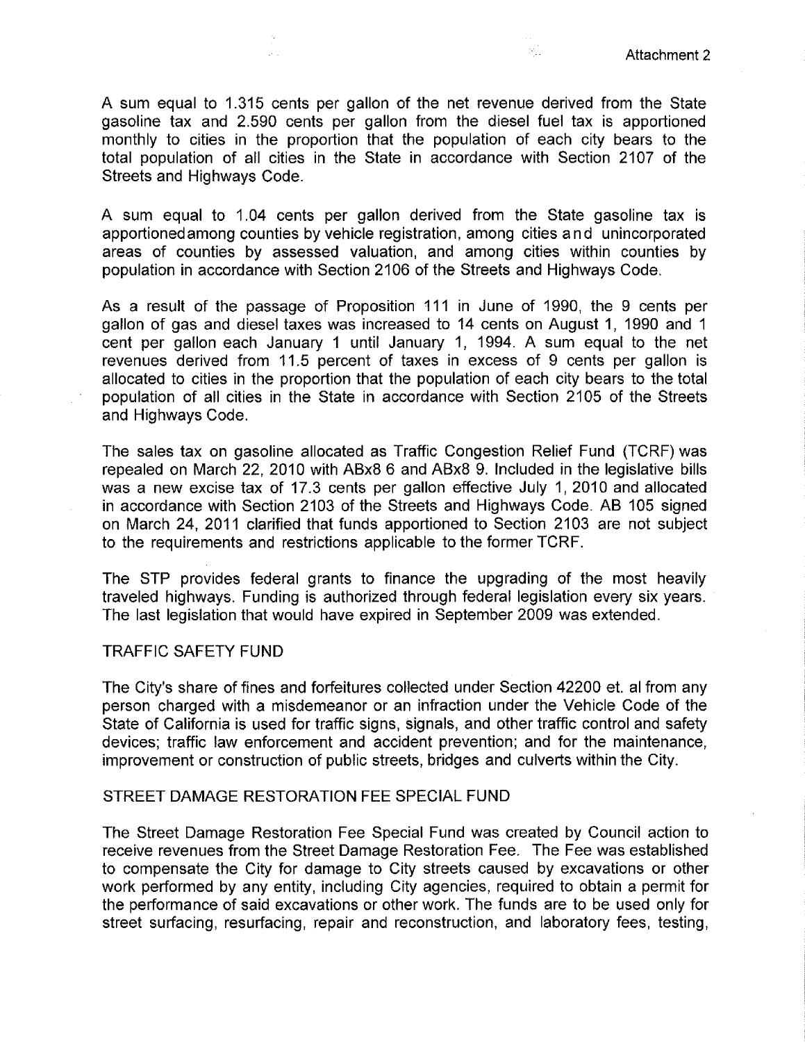A sum equal to 1.315 cents per gallon of the net revenue derived from the State gasoline tax and 2.590 cents per gallon from the diesel fuel tax is apportioned monthly to cities in the proportion that the population of each city bears to the total population of all cities in the State in accordance with Section 2107 of the Streets and Highways Code.

A sum equal to 1.04 cents per gallon derived from the State gasoline tax is apportioned among counties by vehicle registration, among cities and unincorporated areas of counties by assessed valuation, and among cities within counties by population in accordance with Section 2106 of the Streets and Highways Code.

As a result of the passage of Proposition 111 in June of 1990, the 9 cents per gallon of gas and diesel taxes was increased to 14 cents on August 1, 1990 and 1 cent per gallon each January 1 until January 1, 1994. A sum equal to the net revenues derived from 11.5 percent of taxes in excess of 9 cents per gallon is allocated to cities in the proportion that the population of each city bears to the total population of all cities in the State in accordance with Section 2105 of the Streets and Highways Code.

The sales tax on gasoline allocated as Traffic Congestion Relief Fund (TCRF) was repealed on March 22, 2010 with ABx8 6 and ABx8 9. Included in the legislative bills was a new excise tax of 17.3 cents per gallon effective July 1, 2010 and allocated in accordance with Section 2103 of the Streets and Highways Code. AB 105 signed on March 24, 2011 clarified that funds apportioned to Section 2103 are not subject to the requirements and restrictions applicable to the former TCRF.

The STP provides federal grants to finance the upgrading of the most heavily traveled highways. Funding is authorized through federal legislation every six years. The last legislation that would have expired in September 2009 was extended.

## TRAFFIC SAFETY FUND

The City's share of fines and forfeitures collected under Section 42200 et. al from any person charged with a misdemeanor or an infraction under the Vehicle Code of the State of California is used for traffic signs, signals, and other traffic control and safety devices; traffic law enforcement and accident prevention; and for the maintenance, improvement or construction of public streets, bridges and culverts within the City.

## STREET DAMAGE RESTORATION FEE SPECIAL FUND

The Street Damage Restoration Fee Special Fund was created by Council action to receive revenues from the Street Damage Restoration Fee. The Fee was established to compensate the City for damage to City streets caused by excavations or other work performed by any entity, including City agencies, required to obtain a permit for the performance of said excavations or other work. The funds are to be used only for street surfacing, resurfacing, repair and reconstruction, and laboratory fees, testing,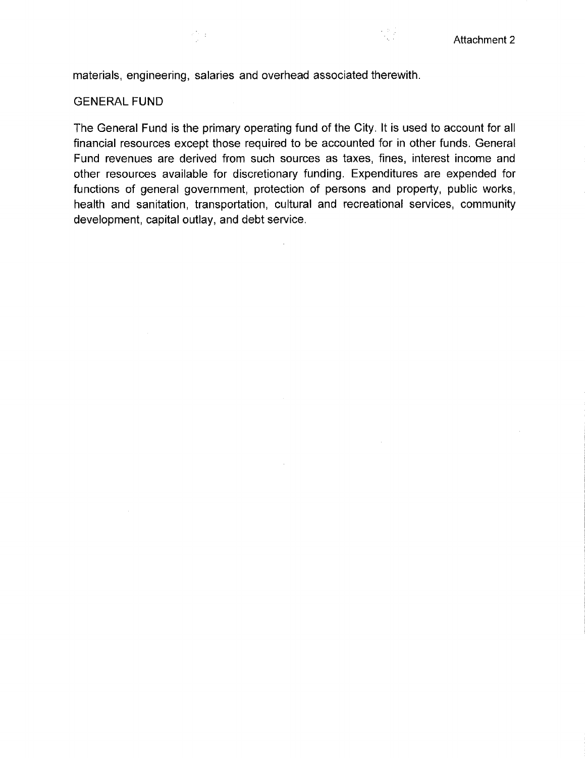materials, engineering, salaries and overhead associated therewith.

## GENERAL FUND

The General Fund is the primary operating fund of the City. It is used to account for all financial resources except those required to be accounted for in other funds. General Fund revenues are derived from such sources as taxes, fines, interest income and other resources available for discretionary funding. Expenditures are expended for functions of general government, protection of persons and property, public works, health and sanitation, transportation, cultural and recreational services, community development, capital outlay, and debt service.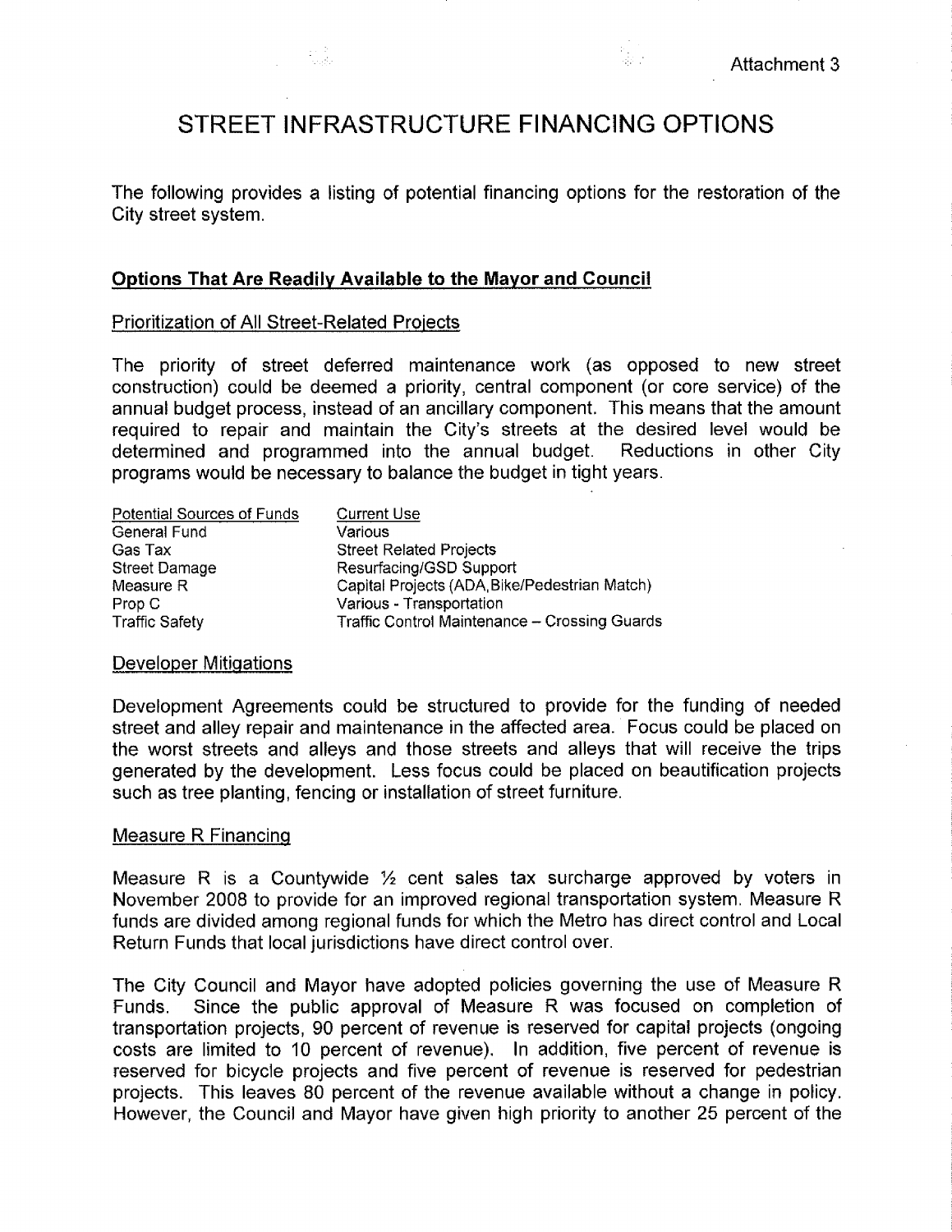Attachment 3

# STREET INFRASTRUCTURE FINANCING OPTIONS

The following provides a listing of potential financing options for the restoration of the City street system.

## Options That Are Readily Available to the Mayor and Council

### Prioritization of All Street-Related Projects

The priority of street deferred maintenance work (as opposed to new street construction) could be deemed a priority, central component (or core service) of the annual budget process, instead of an ancillary component. This means that the amount required to repair and maintain the City's streets at the desired level would be determined and programmed into the annual budget. Reductions in other City programs would be necessary to balance the budget in tight years.

| Potential Sources of Funds | Current Use |
|---|---|
| General Fund | Various |
| Gas Tax | Street Related Projects |
| Street Damage | Resurfacing/GSD Support |
| Measure R | Capital Projects (ADA,Bike/Pedestrian Match) |
| Prop C | Various - Transportation |
| Traffic Safety | Traffic Control Maintenance – Crossing Guards |

### Developer Mitigations

Development Agreements could be structured to provide for the funding of needed street and alley repair and maintenance in the affected area. Focus could be placed on the worst streets and alleys and those streets and alleys that will receive the trips generated by the development. Less focus could be placed on beautification projects such as tree planting, fencing or installation of street furniture.

### Measure R Financing

Measure R is a Countywide ½ cent sales tax surcharge approved by voters in November 2008 to provide for an improved regional transportation system. Measure R funds are divided among regional funds for which the Metro has direct control and Local Return Funds that local jurisdictions have direct control over.

The City Council and Mayor have adopted policies governing the use of Measure R Funds. Since the public approval of Measure R was focused on completion of transportation projects, 90 percent of revenue is reserved for capital projects (ongoing costs are limited to 10 percent of revenue). In addition, five percent of revenue is reserved for bicycle projects and five percent of revenue is reserved for pedestrian projects. This leaves 80 percent of the revenue available without a change in policy. However, the Council and Mayor have given high priority to another 25 percent of the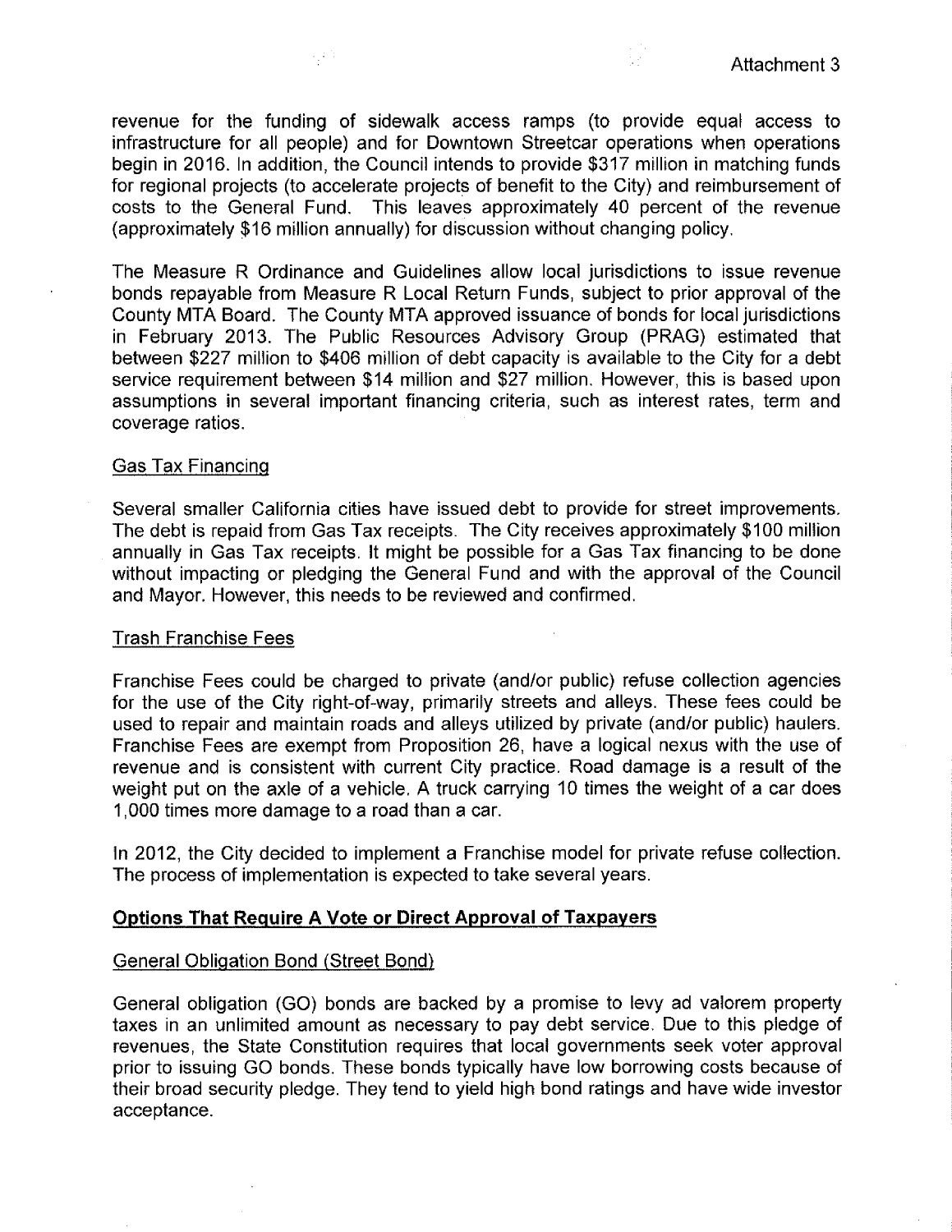revenue for the funding of sidewalk access ramps (to provide equal access to infrastructure for all people) and for Downtown Streetcar operations when operations begin in 2016. In addition, the Council intends to provide $317 million in matching funds for regional projects (to accelerate projects of benefit to the City) and reimbursement of costs to the General Fund. This leaves approximately 40 percent of the revenue (approximately $16 million annually) for discussion without changing policy.

The Measure R Ordinance and Guidelines allow local jurisdictions to issue revenue bonds repayable from Measure R Local Return Funds, subject to prior approval of the County MTA Board. The County MTA approved issuance of bonds for local jurisdictions in February 2013. The Public Resources Advisory Group (PRAG) estimated that between $227 million to $406 million of debt capacity is available to the City for a debt service requirement between $14 million and $27 million. However, this is based upon assumptions in several important financing criteria, such as interest rates, term and coverage ratios.

Gas Tax Financing

Several smaller California cities have issued debt to provide for street improvements. The debt is repaid from Gas Tax receipts. The City receives approximately $100 million annually in Gas Tax receipts. It might be possible for a Gas Tax financing to be done without impacting or pledging the General Fund and with the approval of the Council and Mayor. However, this needs to be reviewed and confirmed.

Trash Franchise Fees

Franchise Fees could be charged to private (and/or public) refuse collection agencies for the use of the City right-of-way, primarily streets and alleys. These fees could be used to repair and maintain roads and alleys utilized by private (and/or public) haulers. Franchise Fees are exempt from Proposition 26, have a logical nexus with the use of revenue and is consistent with current City practice. Road damage is a result of the weight put on the axle of a vehicle. A truck carrying 10 times the weight of a car does 1,000 times more damage to a road than a car.

In 2012, the City decided to implement a Franchise model for private refuse collection. The process of implementation is expected to take several years.

**Options That Require A Vote or Direct Approval of Taxpayers**

General Obligation Bond (Street Bond)

General obligation (GO) bonds are backed by a promise to levy ad valorem property taxes in an unlimited amount as necessary to pay debt service. Due to this pledge of revenues, the State Constitution requires that local governments seek voter approval prior to issuing GO bonds. These bonds typically have low borrowing costs because of their broad security pledge. They tend to yield high bond ratings and have wide investor acceptance.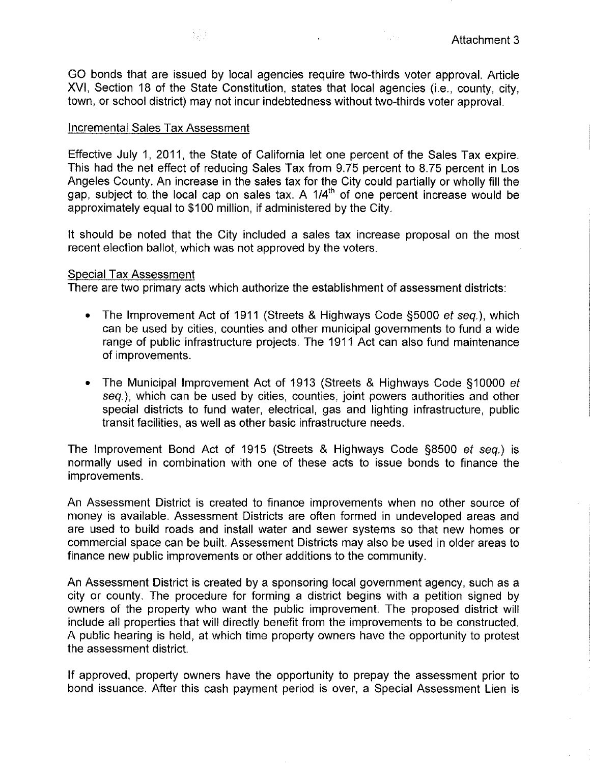Attachment 3

GO bonds that are issued by local agencies require two-thirds voter approval. Article XVI, Section 18 of the State Constitution, states that local agencies (i.e., county, city, town, or school district) may not incur indebtedness without two-thirds voter approval.

Incremental Sales Tax Assessment

Effective July 1, 2011, the State of California let one percent of the Sales Tax expire. This had the net effect of reducing Sales Tax from 9.75 percent to 8.75 percent in Los Angeles County. An increase in the sales tax for the City could partially or wholly fill the gap, subject to the local cap on sales tax. A 1/4th of one percent increase would be approximately equal to $100 million, if administered by the City.

It should be noted that the City included a sales tax increase proposal on the most recent election ballot, which was not approved by the voters.

Special Tax Assessment

There are two primary acts which authorize the establishment of assessment districts:

- The Improvement Act of 1911 (Streets & Highways Code §5000 *et seq.*), which can be used by cities, counties and other municipal governments to fund a wide range of public infrastructure projects. The 1911 Act can also fund maintenance of improvements.
- The Municipal Improvement Act of 1913 (Streets & Highways Code §10000 *et seq.*), which can be used by cities, counties, joint powers authorities and other special districts to fund water, electrical, gas and lighting infrastructure, public transit facilities, as well as other basic infrastructure needs.

The Improvement Bond Act of 1915 (Streets & Highways Code §8500 *et seq.*) is normally used in combination with one of these acts to issue bonds to finance the improvements.

An Assessment District is created to finance improvements when no other source of money is available. Assessment Districts are often formed in undeveloped areas and are used to build roads and install water and sewer systems so that new homes or commercial space can be built. Assessment Districts may also be used in older areas to finance new public improvements or other additions to the community.

An Assessment District is created by a sponsoring local government agency, such as a city or county. The procedure for forming a district begins with a petition signed by owners of the property who want the public improvement. The proposed district will include all properties that will directly benefit from the improvements to be constructed. A public hearing is held, at which time property owners have the opportunity to protest the assessment district.

If approved, property owners have the opportunity to prepay the assessment prior to bond issuance. After this cash payment period is over, a Special Assessment Lien is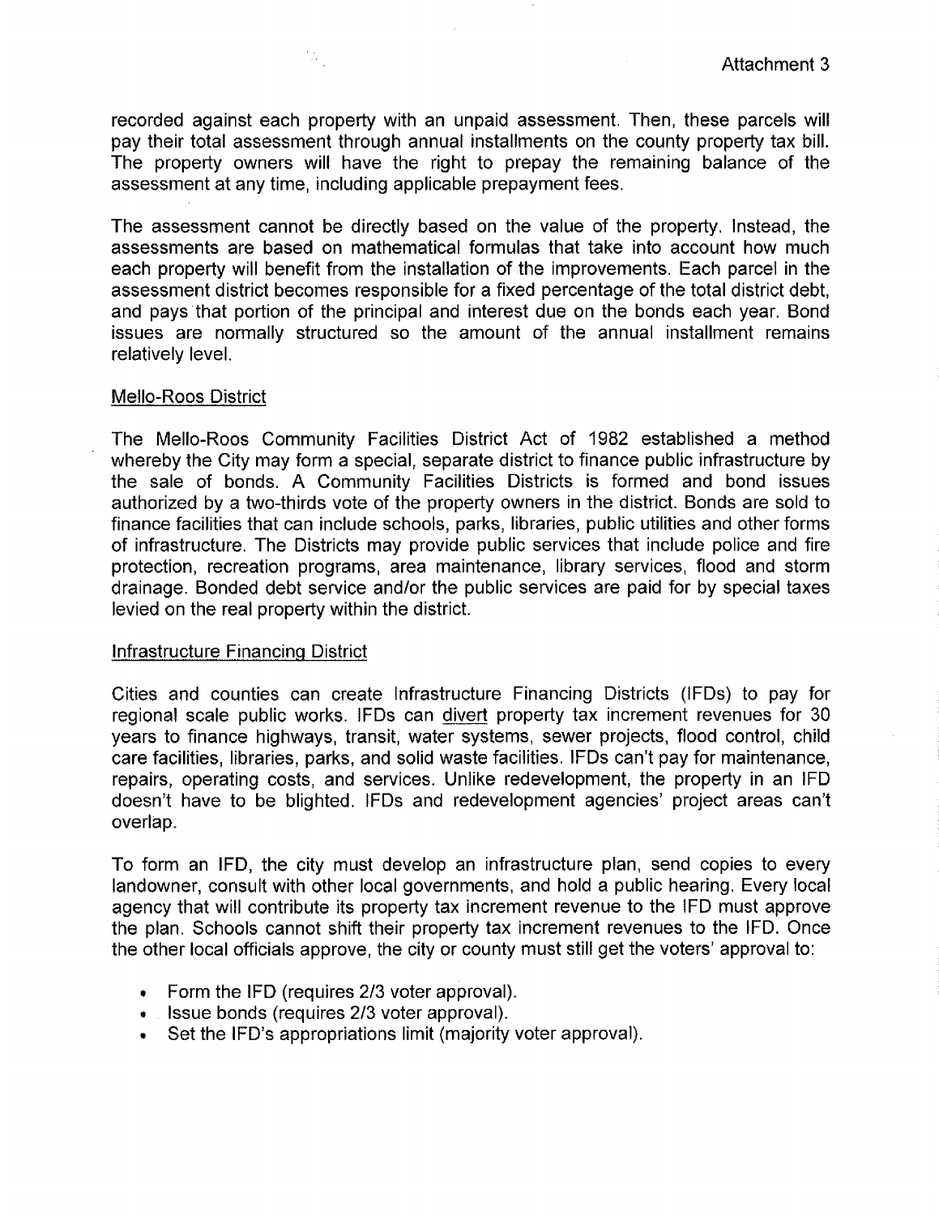recorded against each property with an unpaid assessment. Then, these parcels will pay their total assessment through annual installments on the county property tax bill. The property owners will have the right to prepay the remaining balance of the assessment at any time, including applicable prepayment fees.

The assessment cannot be directly based on the value of the property. Instead, the assessments are based on mathematical formulas that take into account how much each property will benefit from the installation of the improvements. Each parcel in the assessment district becomes responsible for a fixed percentage of the total district debt, and pays that portion of the principal and interest due on the bonds each year. Bond issues are normally structured so the amount of the annual installment remains relatively level.

Mello-Roos District

The Mello-Roos Community Facilities District Act of 1982 established a method whereby the City may form a special, separate district to finance public infrastructure by the sale of bonds. A Community Facilities Districts is formed and bond issues authorized by a two-thirds vote of the property owners in the district. Bonds are sold to finance facilities that can include schools, parks, libraries, public utilities and other forms of infrastructure. The Districts may provide public services that include police and fire protection, recreation programs, area maintenance, library services, flood and storm drainage. Bonded debt service and/or the public services are paid for by special taxes levied on the real property within the district.

Infrastructure Financing District

Cities and counties can create Infrastructure Financing Districts (IFDs) to pay for regional scale public works. IFDs can divert property tax increment revenues for 30 years to finance highways, transit, water systems, sewer projects, flood control, child care facilities, libraries, parks, and solid waste facilities. IFDs can't pay for maintenance, repairs, operating costs, and services. Unlike redevelopment, the property in an IFD doesn't have to be blighted. IFDs and redevelopment agencies' project areas can't overlap.

To form an IFD, the city must develop an infrastructure plan, send copies to every landowner, consult with other local governments, and hold a public hearing. Every local agency that will contribute its property tax increment revenue to the IFD must approve the plan. Schools cannot shift their property tax increment revenues to the IFD. Once the other local officials approve, the city or county must still get the voters' approval to:

- Form the IFD (requires 2/3 voter approval).
- Issue bonds (requires 2/3 voter approval).
- Set the IFD's appropriations limit (majority voter approval).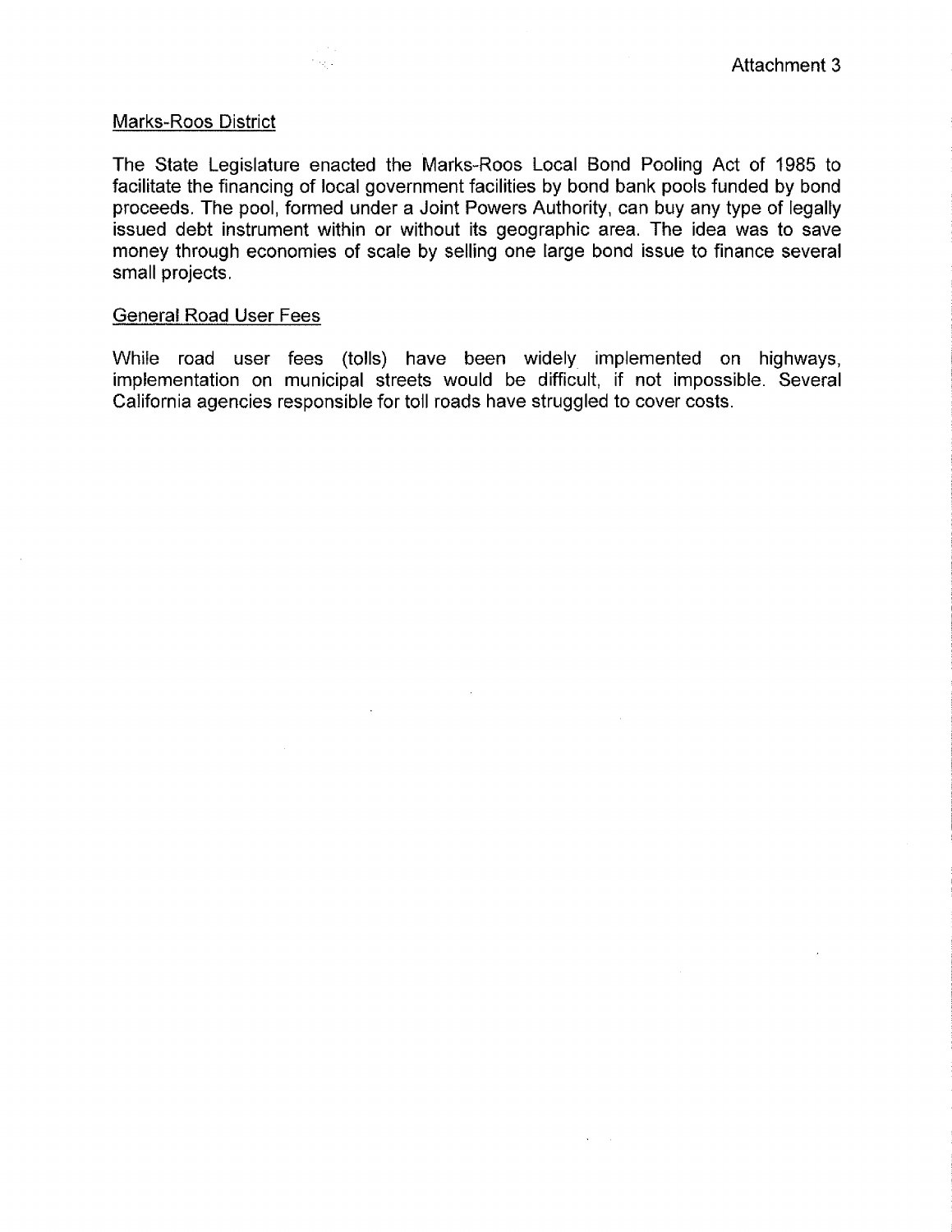Attachment 3

Marks-Roos District

The State Legislature enacted the Marks-Roos Local Bond Pooling Act of 1985 to facilitate the financing of local government facilities by bond bank pools funded by bond proceeds. The pool, formed under a Joint Powers Authority, can buy any type of legally issued debt instrument within or without its geographic area. The idea was to save money through economies of scale by selling one large bond issue to finance several small projects.

General Road User Fees

While road user fees (tolls) have been widely implemented on highways, implementation on municipal streets would be difficult, if not impossible. Several California agencies responsible for toll roads have struggled to cover costs.